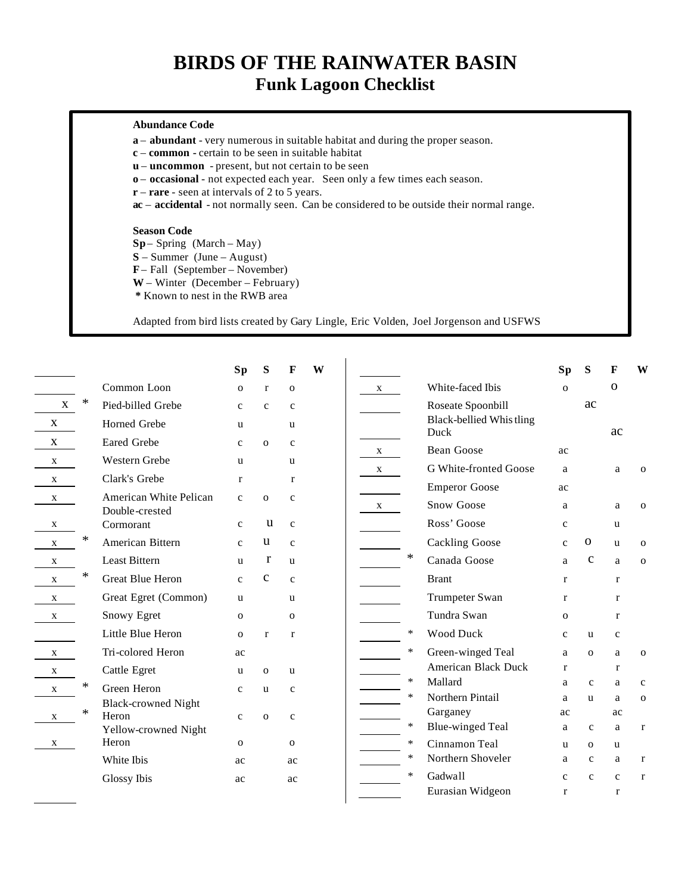# BIRDS OF THE RAINWATER BASIN

## Funk Lagoon Checklist

**Abundance Code**

**a** – **abundant** - very numerous in suitable habitat and during the proper season.
**c** – **common** - certain to be seen in suitable habitat
**u** – **uncommon** - present, but not certain to be seen
**o** – **occasional** - not expected each year. Seen only a few times each season.
**r** – **rare** - seen at intervals of 2 to 5 years.
**ac** – **accidental** - not normally seen. Can be considered to be outside their normal range.

**Season Code**

**Sp** – Spring (March – May)
**S** – Summer (June – August)
**F** – Fall (September – November)
**W** – Winter (December – February)
**\*** Known to nest in the RWB area

Adapted from bird lists created by Gary Lingle, Eric Volden, Joel Jorgenson and USFWS

| | | | Sp | S | F | W |
|---|---|---|---|---|---|---|
| | | Common Loon | o | r | o | |
| x | * | Pied-billed Grebe | c | c | c | |
| x | | Horned Grebe | u | | u | |
| x | | Eared Grebe | c | o | c | |
| x | | Western Grebe | u | | u | |
| x | | Clark's Grebe | r | | r | |
| x | | American White Pelican | c | o | c | |
| x | | Double-crested Cormorant | c | u | c | |
| x | * | American Bittern | c | u | c | |
| x | | Least Bittern | u | r | u | |
| x | * | Great Blue Heron | c | c | c | |
| x | | Great Egret (Common) | u | | u | |
| x | | Snowy Egret | o | | o | |
| | | Little Blue Heron | o | r | r | |
| x | | Tri-colored Heron | ac | | | |
| x | | Cattle Egret | u | o | u | |
| x | * | Green Heron | c | u | c | |
| x | * | Black-crowned Night Heron | c | o | c | |
| x | | Yellow-crowned Night Heron | o | | o | |
| | | White Ibis | ac | | ac | |
| | | Glossy Ibis | ac | | ac | |
| x | | White-faced Ibis | o | | o | |
| | | Roseate Spoonbill | | ac | | |
| | | Black-bellied Whistling Duck | | | ac | |
| x | | Bean Goose | ac | | | |
| x | | G White-fronted Goose | a | | a | o |
| | | Emperor Goose | ac | | | |
| x | | Snow Goose | a | | a | o |
| | | Ross' Goose | c | | u | |
| | | Cackling Goose | c | o | u | o |
| | * | Canada Goose | a | c | a | o |
| | | Brant | r | | r | |
| | | Trumpeter Swan | r | | r | |
| | | Tundra Swan | o | | r | |
| | * | Wood Duck | c | u | c | |
| | * | Green-winged Teal | a | o | a | o |
| | | American Black Duck | r | | r | |
| | * | Mallard | a | c | a | c |
| | * | Northern Pintail | a | u | a | o |
| | | Garganey | ac | | ac | |
| | * | Blue-winged Teal | a | c | a | r |
| | * | Cinnamon Teal | u | o | u | |
| | * | Northern Shoveler | a | c | a | r |
| | * | Gadwall | c | c | c | r |
| | | Eurasian Widgeon | r | | r | |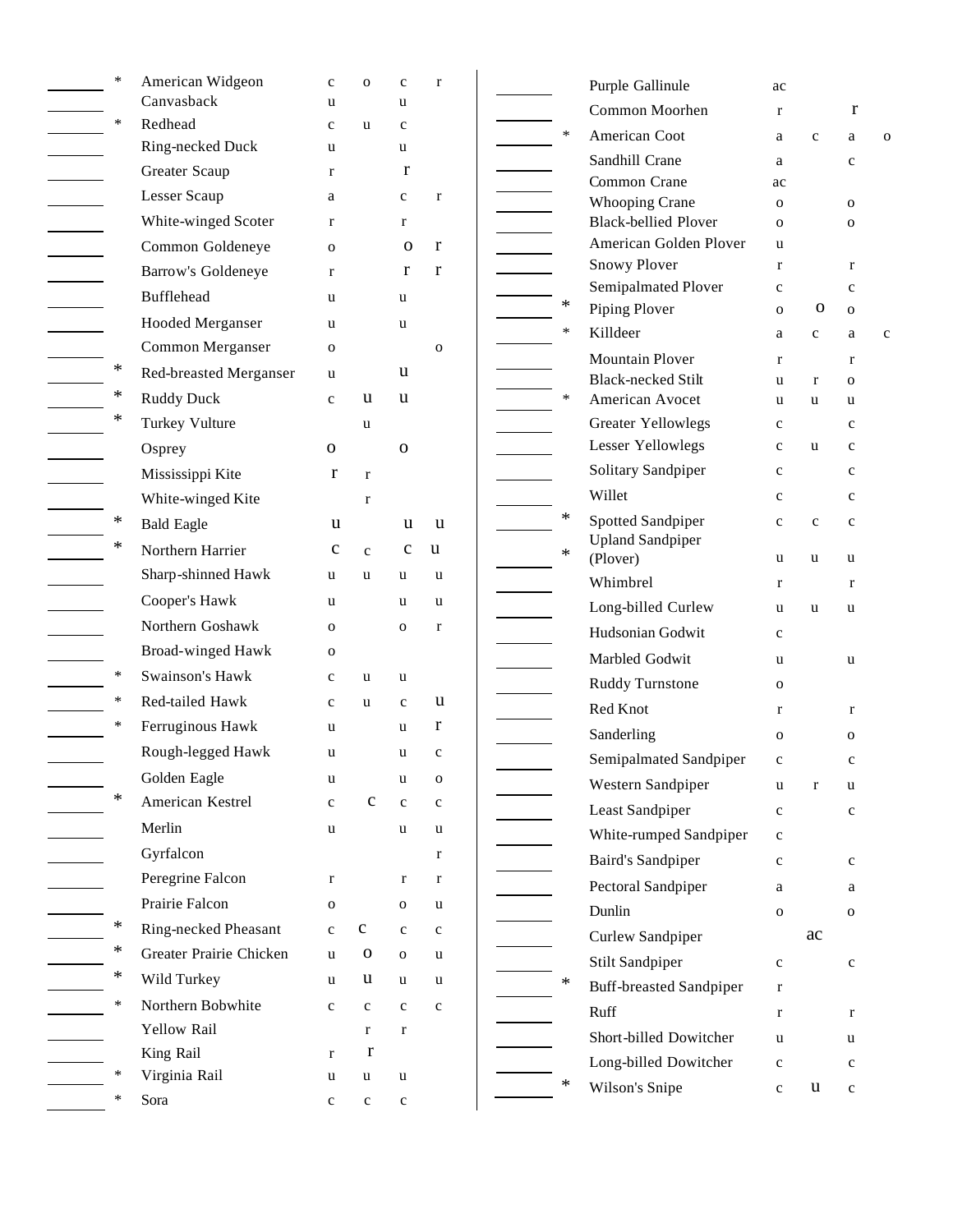| | | Species | | | | |
|---|---|---|---|---|---|---|
| | * | American Widgeon | c | o | c | r |
| | | Canvasback | u | | u | |
| | * | Redhead | c | u | c | |
| | | Ring-necked Duck | u | | u | |
| | | Greater Scaup | r | | r | |
| | | Lesser Scaup | a | | c | r |
| | | White-winged Scoter | r | | r | |
| | | Common Goldeneye | o | | o | r |
| | | Barrow's Goldeneye | r | | r | r |
| | | Bufflehead | u | | u | |
| | | Hooded Merganser | u | | u | |
| | | Common Merganser | o | | | o |
| | * | Red-breasted Merganser | u | | u | |
| | * | Ruddy Duck | c | u | u | |
| | * | Turkey Vulture | | u | | |
| | | Osprey | o | | o | |
| | | Mississippi Kite | r | r | | |
| | | White-winged Kite | | r | | |
| | * | Bald Eagle | u | | u | u |
| | * | Northern Harrier | c | c | c | u |
| | | Sharp-shinned Hawk | u | u | u | u |
| | | Cooper's Hawk | u | | u | u |
| | | Northern Goshawk | o | | o | r |
| | | Broad-winged Hawk | o | | | |
| | * | Swainson's Hawk | c | u | u | |
| | * | Red-tailed Hawk | c | u | c | u |
| | * | Ferruginous Hawk | u | | u | r |
| | | Rough-legged Hawk | u | | u | c |
| | | Golden Eagle | u | | u | o |
| | * | American Kestrel | c | c | c | c |
| | | Merlin | u | | u | u |
| | | Gyrfalcon | | | | r |
| | | Peregrine Falcon | r | | r | r |
| | | Prairie Falcon | o | | o | u |
| | * | Ring-necked Pheasant | c | c | c | c |
| | * | Greater Prairie Chicken | u | o | o | u |
| | * | Wild Turkey | u | u | u | u |
| | * | Northern Bobwhite | c | c | c | c |
| | | Yellow Rail | | r | r | |
| | | King Rail | r | r | | |
| | * | Virginia Rail | u | u | u | |
| | * | Sora | c | c | c | |

| | | Species | | | | |
|---|---|---|---|---|---|---|
| | | Purple Gallinule | ac | | | |
| | | Common Moorhen | r | | r | |
| | * | American Coot | a | c | a | o |
| | | Sandhill Crane | a | | c | |
| | | Common Crane | ac | | | |
| | | Whooping Crane | o | | o | |
| | | Black-bellied Plover | o | | o | |
| | | American Golden Plover | u | | | |
| | | Snowy Plover | r | | r | |
| | | Semipalmated Plover | c | | c | |
| | * | Piping Plover | o | o | o | |
| | * | Killdeer | a | c | a | c |
| | | Mountain Plover | r | | r | |
| | | Black-necked Stilt | u | r | o | |
| | * | American Avocet | u | u | u | |
| | | Greater Yellowlegs | c | | c | |
| | | Lesser Yellowlegs | c | u | c | |
| | | Solitary Sandpiper | c | | c | |
| | | Willet | c | | c | |
| | * | Spotted Sandpiper | c | c | c | |
| | * | Upland Sandpiper (Plover) | u | u | u | |
| | | Whimbrel | r | | r | |
| | | Long-billed Curlew | u | u | u | |
| | | Hudsonian Godwit | c | | | |
| | | Marbled Godwit | u | | u | |
| | | Ruddy Turnstone | o | | | |
| | | Red Knot | r | | r | |
| | | Sanderling | o | | o | |
| | | Semipalmated Sandpiper | c | | c | |
| | | Western Sandpiper | u | r | u | |
| | | Least Sandpiper | c | | c | |
| | | White-rumped Sandpiper | c | | | |
| | | Baird's Sandpiper | c | | c | |
| | | Pectoral Sandpiper | a | | a | |
| | | Dunlin | o | | o | |
| | | Curlew Sandpiper | | ac | | |
| | | Stilt Sandpiper | c | | c | |
| | * | Buff-breasted Sandpiper | r | | | |
| | | Ruff | r | | r | |
| | | Short-billed Dowitcher | u | | u | |
| | | Long-billed Dowitcher | c | | c | |
| | * | Wilson's Snipe | c | u | c | |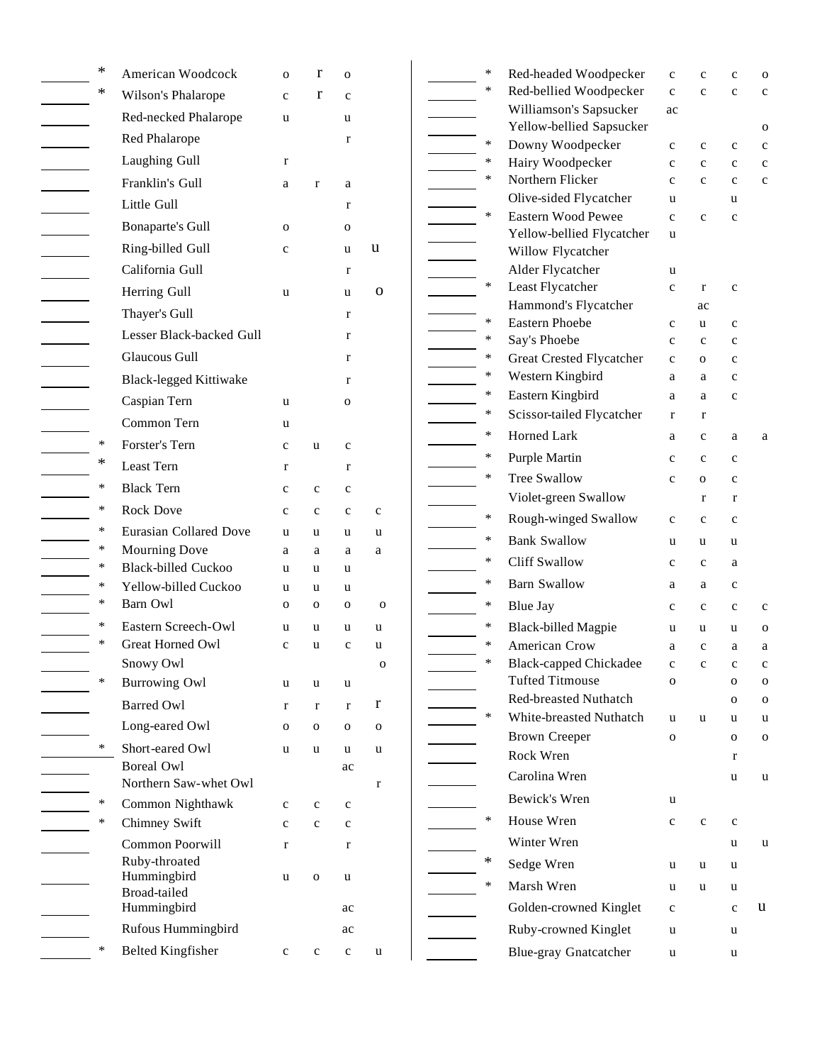| | | Species | | | | |
|---|---|---|---|---|---|---|
| ______ | * | American Woodcock | o | r | o | |
| ______ | * | Wilson's Phalarope | c | r | c | |
| ______ | | Red-necked Phalarope | u | | u | |
| ______ | | Red Phalarope | | | r | |
| ______ | | Laughing Gull | r | | | |
| ______ | | Franklin's Gull | a | r | a | |
| ______ | | Little Gull | | | r | |
| ______ | | Bonaparte's Gull | o | | o | |
| ______ | | Ring-billed Gull | c | | u | u |
| ______ | | California Gull | | | r | |
| ______ | | Herring Gull | u | | u | o |
| ______ | | Thayer's Gull | | | r | |
| ______ | | Lesser Black-backed Gull | | | r | |
| ______ | | Glaucous Gull | | | r | |
| ______ | | Black-legged Kittiwake | | | r | |
| ______ | | Caspian Tern | u | | o | |
| ______ | | Common Tern | u | | | |
| ______ | * | Forster's Tern | c | u | c | |
| ______ | * | Least Tern | r | | r | |
| ______ | * | Black Tern | c | c | c | |
| ______ | * | Rock Dove | c | c | c | c |
| ______ | * | Eurasian Collared Dove | u | u | u | u |
| ______ | * | Mourning Dove | a | a | a | a |
| ______ | * | Black-billed Cuckoo | u | u | u | |
| ______ | * | Yellow-billed Cuckoo | u | u | u | |
| ______ | * | Barn Owl | o | o | o | o |
| ______ | * | Eastern Screech-Owl | u | u | u | u |
| ______ | * | Great Horned Owl | c | u | c | u |
| ______ | | Snowy Owl | | | | o |
| ______ | * | Burrowing Owl | u | u | u | |
| ______ | | Barred Owl | r | r | r | r |
| ______ | | Long-eared Owl | o | o | o | o |
| ______ | * | Short-eared Owl | u | u | u | u |
| ______ | | Boreal Owl | | | ac | |
| ______ | | Northern Saw-whet Owl | | | | r |
| ______ | * | Common Nighthawk | c | c | c | |
| ______ | * | Chimney Swift | c | c | c | |
| ______ | | Common Poorwill | r | | r | |
| ______ | | Ruby-throated Hummingbird | u | o | u | |
| ______ | | Broad-tailed Hummingbird | | | ac | |
| ______ | | Rufous Hummingbird | | | ac | |
| ______ | * | Belted Kingfisher | c | c | c | u |
| ______ | * | Red-headed Woodpecker | c | c | c | o |
| ______ | * | Red-bellied Woodpecker | c | c | c | c |
| ______ | | Williamson's Sapsucker | ac | | | |
| ______ | | Yellow-bellied Sapsucker | | | | o |
| ______ | * | Downy Woodpecker | c | c | c | c |
| ______ | * | Hairy Woodpecker | c | c | c | c |
| ______ | * | Northern Flicker | c | c | c | c |
| ______ | | Olive-sided Flycatcher | u | | u | |
| ______ | * | Eastern Wood Pewee | c | c | c | |
| ______ | | Yellow-bellied Flycatcher | u | | | |
| ______ | | Willow Flycatcher | | | | |
| ______ | | Alder Flycatcher | u | | | |
| ______ | * | Least Flycatcher | c | r | c | |
| ______ | | Hammond's Flycatcher | | ac | | |
| ______ | * | Eastern Phoebe | c | u | c | |
| ______ | * | Say's Phoebe | c | c | c | |
| ______ | * | Great Crested Flycatcher | c | o | c | |
| ______ | * | Western Kingbird | a | a | c | |
| ______ | * | Eastern Kingbird | a | a | c | |
| ______ | * | Scissor-tailed Flycatcher | r | r | | |
| ______ | * | Horned Lark | a | c | a | a |
| ______ | * | Purple Martin | c | c | c | |
| ______ | * | Tree Swallow | c | o | c | |
| ______ | | Violet-green Swallow | | r | r | |
| ______ | * | Rough-winged Swallow | c | c | c | |
| ______ | * | Bank Swallow | u | u | u | |
| ______ | * | Cliff Swallow | c | c | a | |
| ______ | * | Barn Swallow | a | a | c | |
| ______ | * | Blue Jay | c | c | c | c |
| ______ | * | Black-billed Magpie | u | u | u | o |
| ______ | * | American Crow | a | c | a | a |
| ______ | * | Black-capped Chickadee | c | c | c | c |
| ______ | | Tufted Titmouse | o | | o | o |
| ______ | | Red-breasted Nuthatch | | | o | o |
| ______ | * | White-breasted Nuthatch | u | u | u | u |
| ______ | | Brown Creeper | o | | o | o |
| ______ | | Rock Wren | | | r | |
| ______ | | Carolina Wren | | | u | u |
| ______ | | Bewick's Wren | u | | | |
| ______ | * | House Wren | c | c | c | |
| ______ | | Winter Wren | | | u | u |
| ______ | * | Sedge Wren | u | u | u | |
| ______ | * | Marsh Wren | u | u | u | |
| ______ | | Golden-crowned Kinglet | c | | c | u |
| ______ | | Ruby-crowned Kinglet | u | | u | |
| ______ | | Blue-gray Gnatcatcher | u | | u | |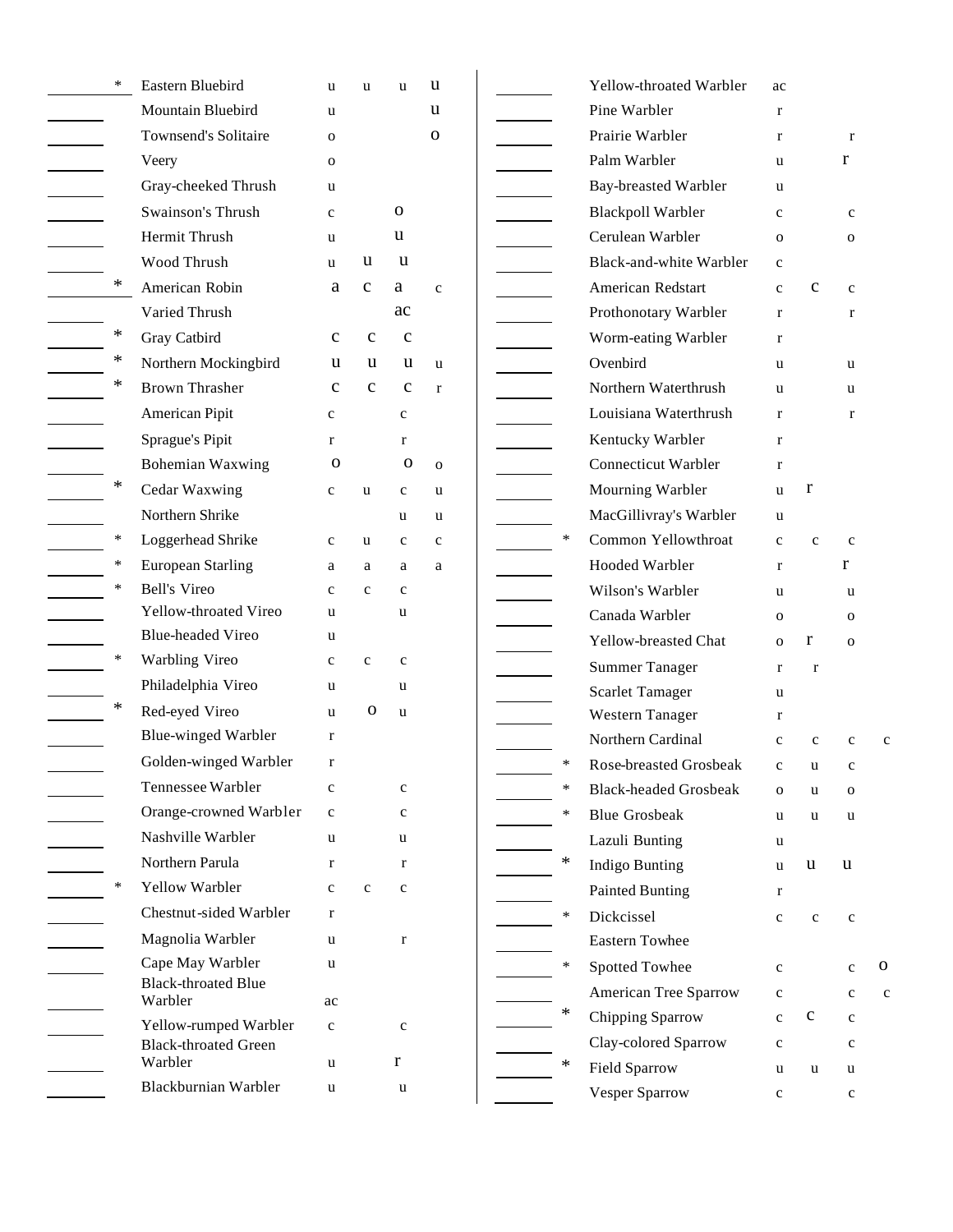| | | Species | | | | |
|---|---|---|---|---|---|---|
| ______ | * | Eastern Bluebird | u | u | u | u |
| ______ | | Mountain Bluebird | u | | | u |
| ______ | | Townsend's Solitaire | o | | | o |
| ______ | | Veery | o | | | |
| ______ | | Gray-cheeked Thrush | u | | | |
| ______ | | Swainson's Thrush | c | | o | |
| ______ | | Hermit Thrush | u | | u | |
| ______ | | Wood Thrush | u | u | u | |
| ______ | * | American Robin | a | c | a | c |
| ______ | | Varied Thrush | | | ac | |
| ______ | * | Gray Catbird | c | c | c | |
| ______ | * | Northern Mockingbird | u | u | u | u |
| ______ | * | Brown Thrasher | c | c | c | r |
| ______ | | American Pipit | c | | c | |
| ______ | | Sprague's Pipit | r | | r | |
| ______ | | Bohemian Waxwing | o | | o | o |
| ______ | * | Cedar Waxwing | c | u | c | u |
| ______ | | Northern Shrike | | | u | u |
| ______ | * | Loggerhead Shrike | c | u | c | c |
| ______ | * | European Starling | a | a | a | a |
| ______ | * | Bell's Vireo | c | c | c | |
| ______ | | Yellow-throated Vireo | u | | u | |
| ______ | | Blue-headed Vireo | u | | | |
| ______ | * | Warbling Vireo | c | c | c | |
| ______ | | Philadelphia Vireo | u | | u | |
| ______ | * | Red-eyed Vireo | u | o | u | |
| ______ | | Blue-winged Warbler | r | | | |
| ______ | | Golden-winged Warbler | r | | | |
| ______ | | Tennessee Warbler | c | | c | |
| ______ | | Orange-crowned Warbler | c | | c | |
| ______ | | Nashville Warbler | u | | u | |
| ______ | | Northern Parula | r | | r | |
| ______ | * | Yellow Warbler | c | c | c | |
| ______ | | Chestnut-sided Warbler | r | | | |
| ______ | | Magnolia Warbler | u | | r | |
| ______ | | Cape May Warbler | u | | | |
| ______ | | Black-throated Blue Warbler | ac | | | |
| ______ | | Yellow-rumped Warbler | c | | c | |
| ______ | | Black-throated Green Warbler | u | | r | |
| ______ | | Blackburnian Warbler | u | | u | |
| ______ | | Yellow-throated Warbler | ac | | | |
| ______ | | Pine Warbler | r | | | |
| ______ | | Prairie Warbler | r | | r | |
| ______ | | Palm Warbler | u | | r | |
| ______ | | Bay-breasted Warbler | u | | | |
| ______ | | Blackpoll Warbler | c | | c | |
| ______ | | Cerulean Warbler | o | | o | |
| ______ | | Black-and-white Warbler | c | | | |
| ______ | | American Redstart | c | c | c | |
| ______ | | Prothonotary Warbler | r | | r | |
| ______ | | Worm-eating Warbler | r | | | |
| ______ | | Ovenbird | u | | u | |
| ______ | | Northern Waterthrush | u | | u | |
| ______ | | Louisiana Waterthrush | r | | r | |
| ______ | | Kentucky Warbler | r | | | |
| ______ | | Connecticut Warbler | r | | | |
| ______ | | Mourning Warbler | u | r | | |
| ______ | | MacGillivray's Warbler | u | | | |
| ______ | * | Common Yellowthroat | c | c | c | |
| ______ | | Hooded Warbler | r | | r | |
| ______ | | Wilson's Warbler | u | | u | |
| ______ | | Canada Warbler | o | | o | |
| ______ | | Yellow-breasted Chat | o | r | o | |
| ______ | | Summer Tanager | r | r | | |
| ______ | | Scarlet Tamager | u | | | |
| ______ | | Western Tanager | r | | | |
| ______ | | Northern Cardinal | c | c | c | c |
| ______ | * | Rose-breasted Grosbeak | c | u | c | |
| ______ | * | Black-headed Grosbeak | o | u | o | |
| ______ | * | Blue Grosbeak | u | u | u | |
| ______ | | Lazuli Bunting | u | | | |
| ______ | * | Indigo Bunting | u | u | u | |
| ______ | | Painted Bunting | r | | | |
| ______ | * | Dickcissel | c | c | c | |
| ______ | | Eastern Towhee | | | | |
| ______ | * | Spotted Towhee | c | | c | o |
| ______ | | American Tree Sparrow | c | | c | c |
| ______ | * | Chipping Sparrow | c | c | c | |
| ______ | | Clay-colored Sparrow | c | | c | |
| ______ | * | Field Sparrow | u | u | u | |
| ______ | | Vesper Sparrow | c | | c | |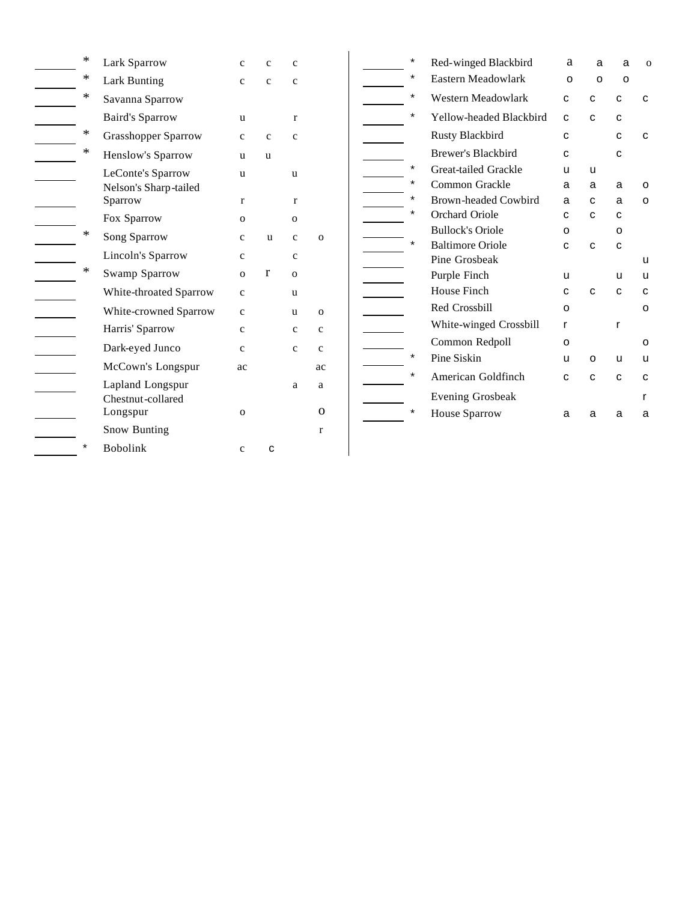| | | | | | | |
|---|---|---|---|---|---|---|
| _______ | * | Lark Sparrow | c | c | c | |
| _______ | * | Lark Bunting | c | c | c | |
| _______ | * | Savanna Sparrow | | | | |
| _______ | | Baird's Sparrow | u | | r | |
| _______ | * | Grasshopper Sparrow | c | c | c | |
| _______ | * | Henslow's Sparrow | u | u | | |
| _______ | | LeConte's Sparrow | u | | u | |
| _______ | | Nelson's Sharp-tailed Sparrow | r | | r | |
| _______ | | Fox Sparrow | o | | o | |
| _______ | * | Song Sparrow | c | u | c | o |
| _______ | | Lincoln's Sparrow | c | | c | |
| _______ | * | Swamp Sparrow | o | r | o | |
| _______ | | White-throated Sparrow | c | | u | |
| _______ | | White-crowned Sparrow | c | | u | o |
| _______ | | Harris' Sparrow | c | | c | c |
| _______ | | Dark-eyed Junco | c | | c | c |
| _______ | | McCown's Longspur | ac | | | ac |
| _______ | | Lapland Longspur | | | a | a |
| _______ | | Chestnut-collared Longspur | o | | | o |
| _______ | | Snow Bunting | | | | r |
| _______ | * | Bobolink | c | c | | |
| _______ | * | Red-winged Blackbird | a | a | a | o |
| _______ | * | Eastern Meadowlark | o | o | o | |
| _______ | * | Western Meadowlark | c | c | c | c |
| _______ | * | Yellow-headed Blackbird | c | c | c | |
| _______ | | Rusty Blackbird | c | | c | c |
| _______ | | Brewer's Blackbird | c | | c | |
| _______ | * | Great-tailed Grackle | u | u | | |
| _______ | * | Common Grackle | a | a | a | o |
| _______ | * | Brown-headed Cowbird | a | c | a | o |
| _______ | * | Orchard Oriole | c | c | c | |
| _______ | | Bullock's Oriole | o | | o | |
| _______ | * | Baltimore Oriole | c | c | c | |
| _______ | | Pine Grosbeak | | | | u |
| _______ | | Purple Finch | u | | u | u |
| _______ | | House Finch | c | c | c | c |
| _______ | | Red Crossbill | o | | | o |
| _______ | | White-winged Crossbill | r | | r | |
| _______ | | Common Redpoll | o | | | o |
| _______ | * | Pine Siskin | u | o | u | u |
| _______ | * | American Goldfinch | c | c | c | c |
| _______ | | Evening Grosbeak | | | | r |
| _______ | * | House Sparrow | a | a | a | a |